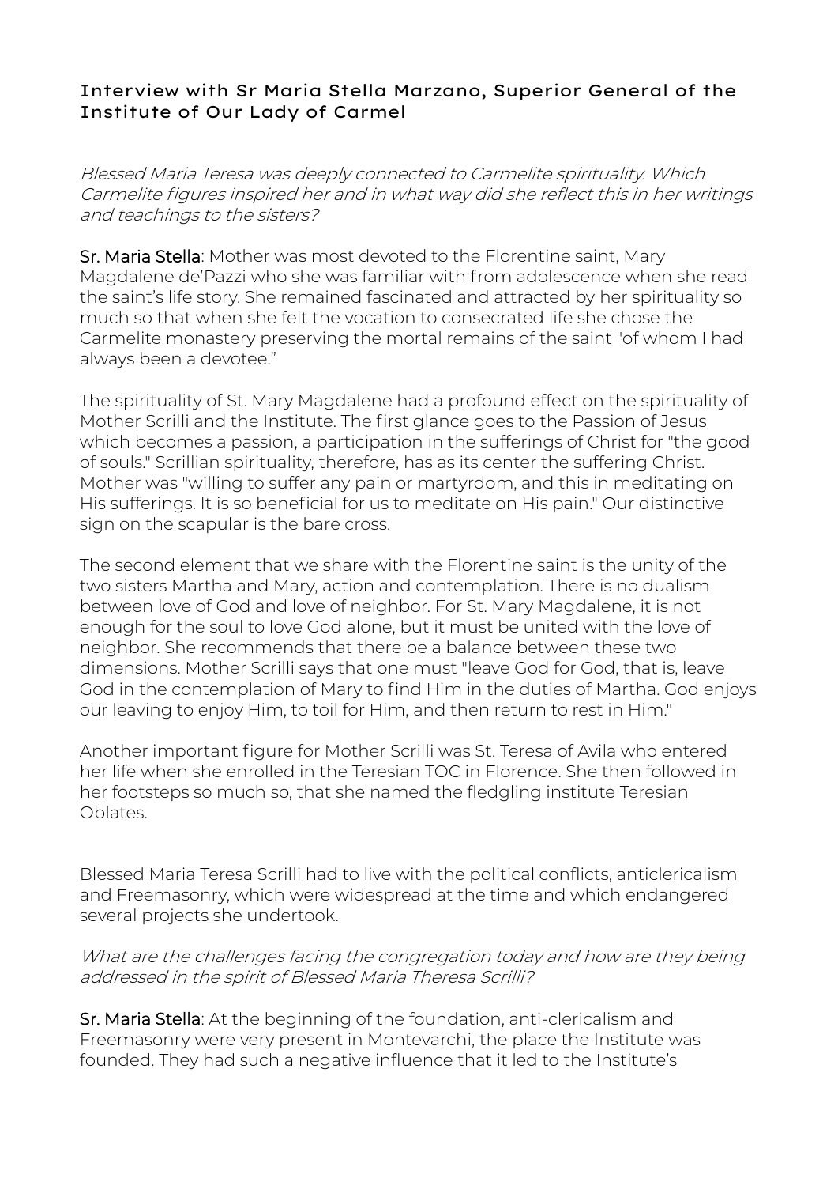## Interview with Sr Maria Stella Marzano, Superior General of the Institute of Our Lady of Carmel

*Blessed Maria Teresa was deeply connected to Carmelite spirituality. Which Carmelite figures inspired her and in what way did she reflect this in her writings and teachings to the sisters?*

**Sr. Maria Stella**: Mother was most devoted to the Florentine saint, Mary Magdalene de'Pazzi who she was familiar with from adolescence when she read the saint's life story. She remained fascinated and attracted by her spirituality so much so that when she felt the vocation to consecrated life she chose the Carmelite monastery preserving the mortal remains of the saint "of whom I had always been a devotee."

The spirituality of St. Mary Magdalene had a profound effect on the spirituality of Mother Scrilli and the Institute. The first glance goes to the Passion of Jesus which becomes a passion, a participation in the sufferings of Christ for "the good of souls." Scrillian spirituality, therefore, has as its center the suffering Christ. Mother was "willing to suffer any pain or martyrdom, and this in meditating on His sufferings. It is so beneficial for us to meditate on His pain." Our distinctive sign on the scapular is the bare cross.

The second element that we share with the Florentine saint is the unity of the two sisters Martha and Mary, action and contemplation. There is no dualism between love of God and love of neighbor. For St. Mary Magdalene, it is not enough for the soul to love God alone, but it must be united with the love of neighbor. She recommends that there be a balance between these two dimensions. Mother Scrilli says that one must "leave God for God, that is, leave God in the contemplation of Mary to find Him in the duties of Martha. God enjoys our leaving to enjoy Him, to toil for Him, and then return to rest in Him."

Another important figure for Mother Scrilli was St. Teresa of Avila who entered her life when she enrolled in the Teresian TOC in Florence. She then followed in her footsteps so much so, that she named the fledgling institute Teresian Oblates.

Blessed Maria Teresa Scrilli had to live with the political conflicts, anticlericalism and Freemasonry, which were widespread at the time and which endangered several projects she undertook.

*What are the challenges facing the congregation today and how are they being addressed in the spirit of Blessed Maria Theresa Scrilli?*

**Sr. Maria Stella**: At the beginning of the foundation, anti-clericalism and Freemasonry were very present in Montevarchi, the place the Institute was founded. They had such a negative influence that it led to the Institute's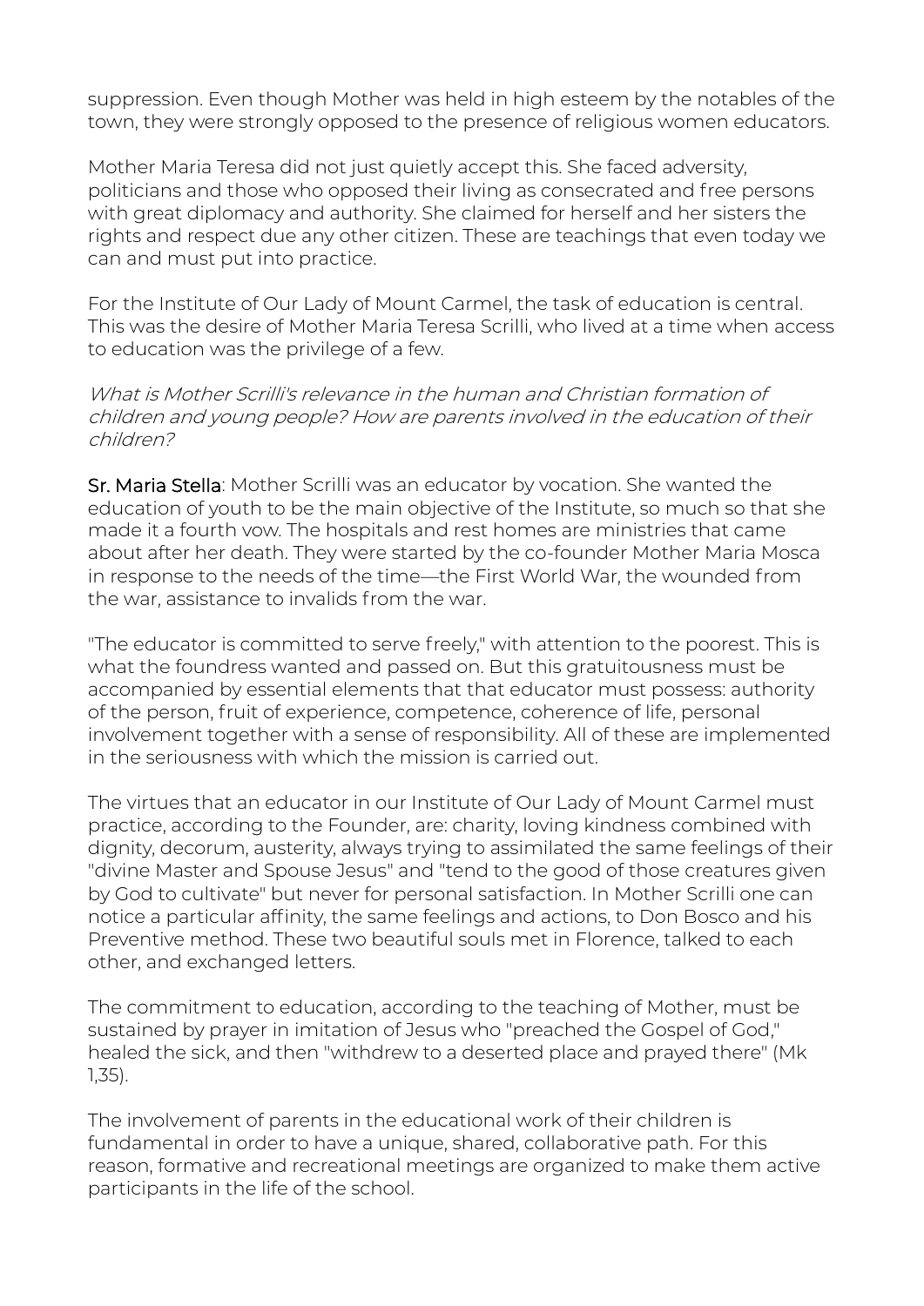suppression. Even though Mother was held in high esteem by the notables of the town, they were strongly opposed to the presence of religious women educators.

Mother Maria Teresa did not just quietly accept this. She faced adversity, politicians and those who opposed their living as consecrated and free persons with great diplomacy and authority. She claimed for herself and her sisters the rights and respect due any other citizen. These are teachings that even today we can and must put into practice.

For the Institute of Our Lady of Mount Carmel, the task of education is central. This was the desire of Mother Maria Teresa Scrilli, who lived at a time when access to education was the privilege of a few.

*What is Mother Scrilli's relevance in the human and Christian formation of children and young people? How are parents involved in the education of their children?*

**Sr. Maria Stella**: Mother Scrilli was an educator by vocation. She wanted the education of youth to be the main objective of the Institute, so much so that she made it a fourth vow. The hospitals and rest homes are ministries that came about after her death. They were started by the co-founder Mother Maria Mosca in response to the needs of the time—the First World War, the wounded from the war, assistance to invalids from the war.

"The educator is committed to serve freely," with attention to the poorest. This is what the foundress wanted and passed on. But this gratuitousness must be accompanied by essential elements that that educator must possess: authority of the person, fruit of experience, competence, coherence of life, personal involvement together with a sense of responsibility. All of these are implemented in the seriousness with which the mission is carried out.

The virtues that an educator in our Institute of Our Lady of Mount Carmel must practice, according to the Founder, are: charity, loving kindness combined with dignity, decorum, austerity, always trying to assimilated the same feelings of their "divine Master and Spouse Jesus" and "tend to the good of those creatures given by God to cultivate" but never for personal satisfaction. In Mother Scrilli one can notice a particular affinity, the same feelings and actions, to Don Bosco and his Preventive method. These two beautiful souls met in Florence, talked to each other, and exchanged letters.

The commitment to education, according to the teaching of Mother, must be sustained by prayer in imitation of Jesus who "preached the Gospel of God," healed the sick, and then "withdrew to a deserted place and prayed there" (Mk 1,35).

The involvement of parents in the educational work of their children is fundamental in order to have a unique, shared, collaborative path. For this reason, formative and recreational meetings are organized to make them active participants in the life of the school.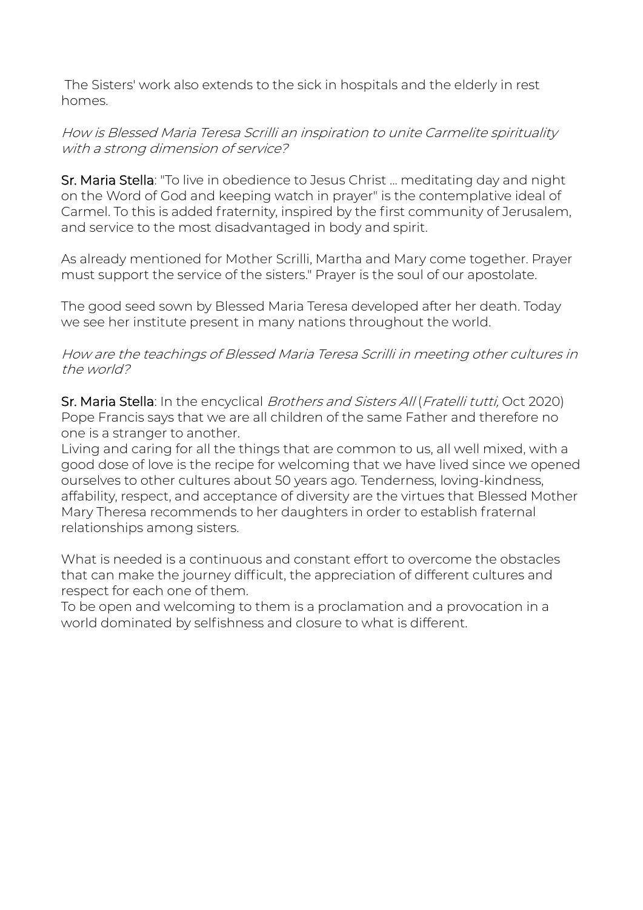The Sisters' work also extends to the sick in hospitals and the elderly in rest homes.

*How is Blessed Maria Teresa Scrilli an inspiration to unite Carmelite spirituality with a strong dimension of service?*

**Sr. Maria Stella**: "To live in obedience to Jesus Christ … meditating day and night on the Word of God and keeping watch in prayer" is the contemplative ideal of Carmel. To this is added fraternity, inspired by the first community of Jerusalem, and service to the most disadvantaged in body and spirit.

As already mentioned for Mother Scrilli, Martha and Mary come together. Prayer must support the service of the sisters." Prayer is the soul of our apostolate.

The good seed sown by Blessed Maria Teresa developed after her death. Today we see her institute present in many nations throughout the world.

*How are the teachings of Blessed Maria Teresa Scrilli in meeting other cultures in the world?*

**Sr. Maria Stella**: In the encyclical *Brothers and Sisters All* (*Fratelli tutti,* Oct 2020) Pope Francis says that we are all children of the same Father and therefore no one is a stranger to another.
Living and caring for all the things that are common to us, all well mixed, with a good dose of love is the recipe for welcoming that we have lived since we opened ourselves to other cultures about 50 years ago. Tenderness, loving-kindness, affability, respect, and acceptance of diversity are the virtues that Blessed Mother Mary Theresa recommends to her daughters in order to establish fraternal relationships among sisters.

What is needed is a continuous and constant effort to overcome the obstacles that can make the journey difficult, the appreciation of different cultures and respect for each one of them.
To be open and welcoming to them is a proclamation and a provocation in a world dominated by selfishness and closure to what is different.